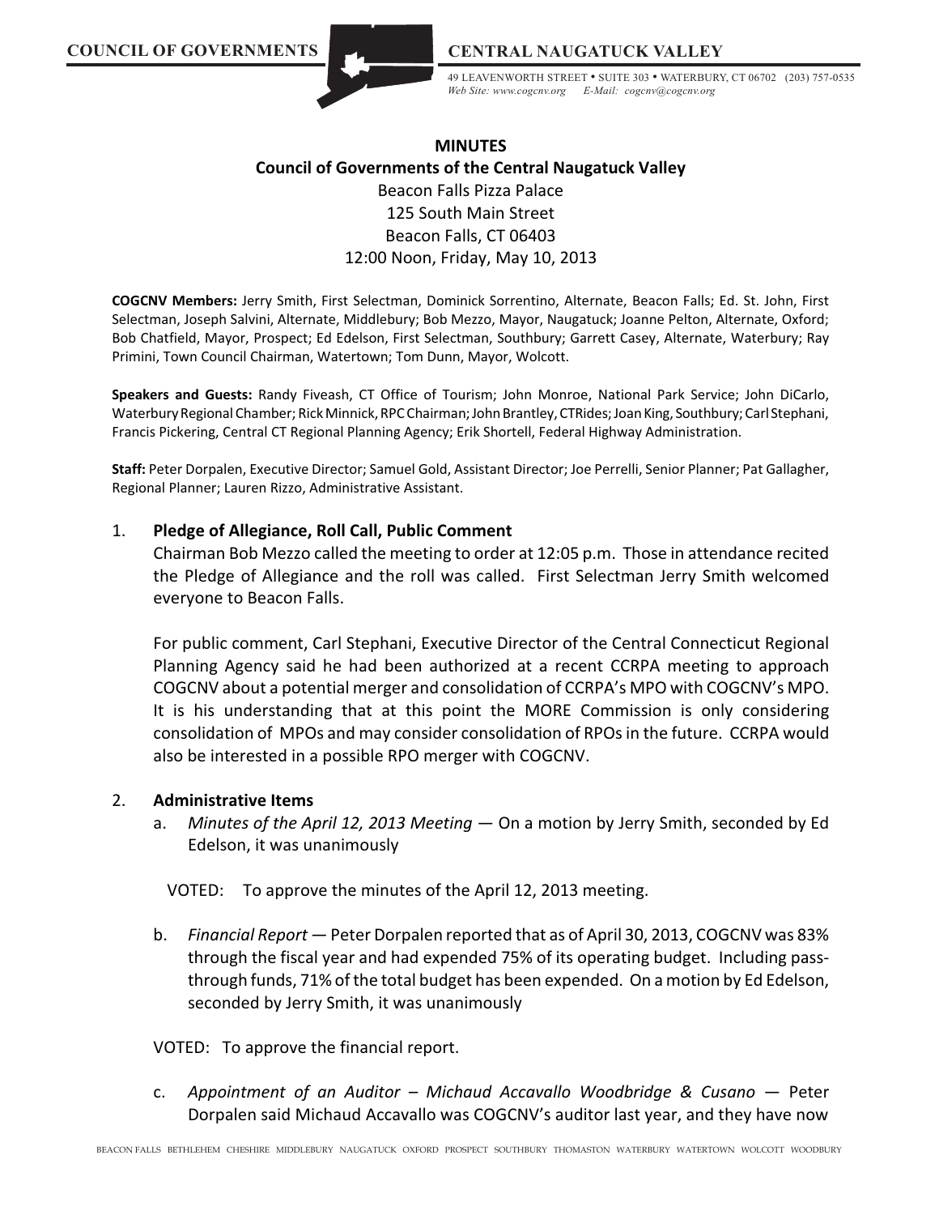COUNCIL OF GOVERNMENTS — CENTRAL NAUGATUCK VALLEY

49 LEAVENWORTH STREET • SUITE 303 • WATERBURY, CT 06702 (203) 757-0535
*Web Site: www.cogcnv.org E-Mail: cogcnv@cogcnv.org*

# MINUTES

## Council of Governments of the Central Naugatuck Valley

Beacon Falls Pizza Palace
125 South Main Street
Beacon Falls, CT 06403
12:00 Noon, Friday, May 10, 2013

**COGCNV Members:** Jerry Smith, First Selectman, Dominick Sorrentino, Alternate, Beacon Falls; Ed. St. John, First Selectman, Joseph Salvini, Alternate, Middlebury; Bob Mezzo, Mayor, Naugatuck; Joanne Pelton, Alternate, Oxford; Bob Chatfield, Mayor, Prospect; Ed Edelson, First Selectman, Southbury; Garrett Casey, Alternate, Waterbury; Ray Primini, Town Council Chairman, Watertown; Tom Dunn, Mayor, Wolcott.

**Speakers and Guests:** Randy Fiveash, CT Office of Tourism; John Monroe, National Park Service; John DiCarlo, Waterbury Regional Chamber; Rick Minnick, RPC Chairman; John Brantley, CTRides; Joan King, Southbury; Carl Stephani, Francis Pickering, Central CT Regional Planning Agency; Erik Shortell, Federal Highway Administration.

**Staff:** Peter Dorpalen, Executive Director; Samuel Gold, Assistant Director; Joe Perrelli, Senior Planner; Pat Gallagher, Regional Planner; Lauren Rizzo, Administrative Assistant.

1. **Pledge of Allegiance, Roll Call, Public Comment**

   Chairman Bob Mezzo called the meeting to order at 12:05 p.m. Those in attendance recited the Pledge of Allegiance and the roll was called. First Selectman Jerry Smith welcomed everyone to Beacon Falls.

   For public comment, Carl Stephani, Executive Director of the Central Connecticut Regional Planning Agency said he had been authorized at a recent CCRPA meeting to approach COGCNV about a potential merger and consolidation of CCRPA's MPO with COGCNV's MPO. It is his understanding that at this point the MORE Commission is only considering consolidation of MPOs and may consider consolidation of RPOs in the future. CCRPA would also be interested in a possible RPO merger with COGCNV.

2. **Administrative Items**

   a. *Minutes of the April 12, 2013 Meeting* — On a motion by Jerry Smith, seconded by Ed Edelson, it was unanimously

      VOTED: To approve the minutes of the April 12, 2013 meeting.

   b. *Financial Report* — Peter Dorpalen reported that as of April 30, 2013, COGCNV was 83% through the fiscal year and had expended 75% of its operating budget. Including pass-through funds, 71% of the total budget has been expended. On a motion by Ed Edelson, seconded by Jerry Smith, it was unanimously

      VOTED: To approve the financial report.

   c. *Appointment of an Auditor – Michaud Accavallo Woodbridge & Cusano* — Peter Dorpalen said Michaud Accavallo was COGCNV's auditor last year, and they have now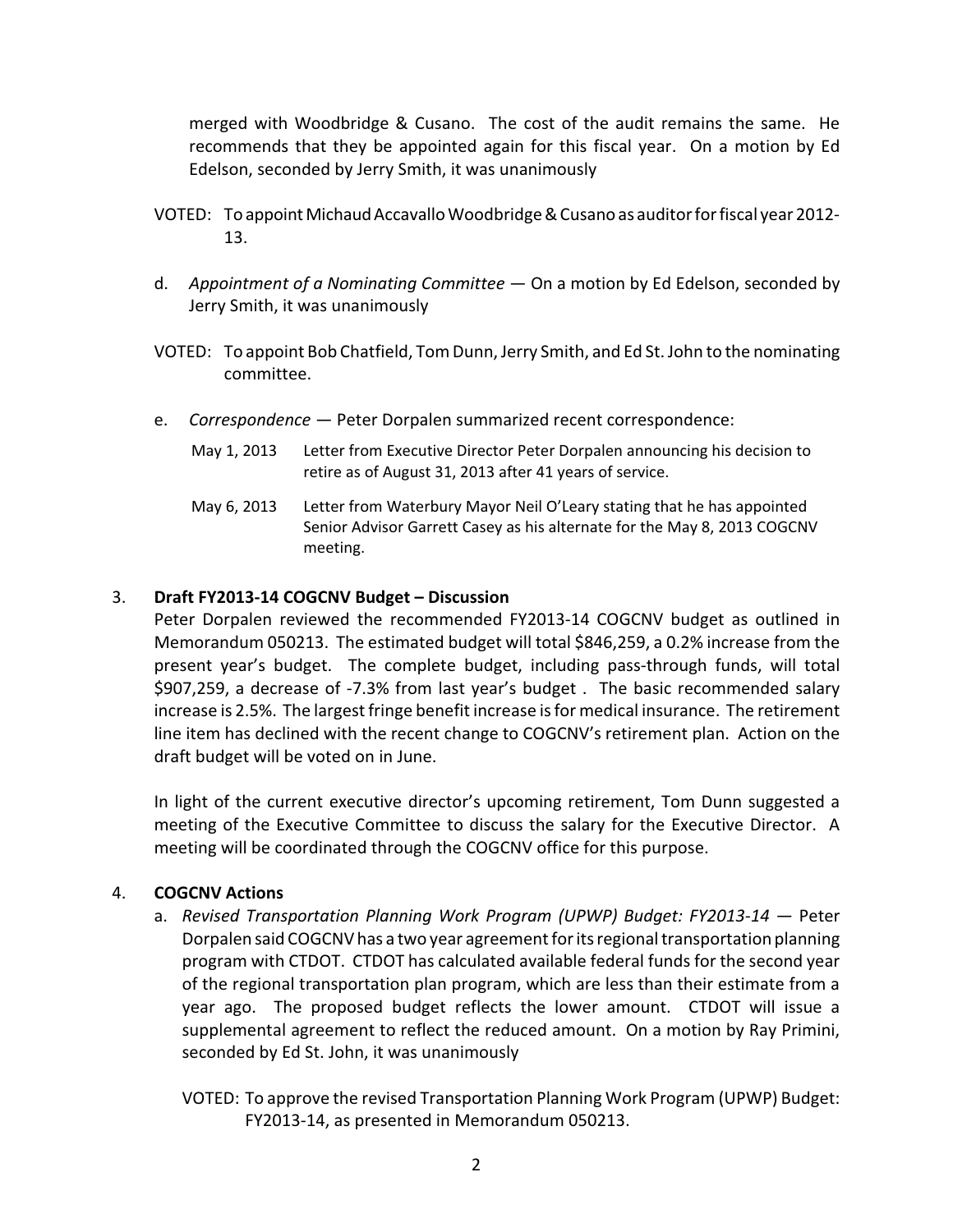merged with Woodbridge & Cusano. The cost of the audit remains the same. He recommends that they be appointed again for this fiscal year. On a motion by Ed Edelson, seconded by Jerry Smith, it was unanimously

VOTED: To appoint Michaud Accavallo Woodbridge & Cusano as auditor for fiscal year 2012-13.

d. *Appointment of a Nominating Committee* — On a motion by Ed Edelson, seconded by Jerry Smith, it was unanimously

VOTED: To appoint Bob Chatfield, Tom Dunn, Jerry Smith, and Ed St. John to the nominating committee.

e. *Correspondence* — Peter Dorpalen summarized recent correspondence:

May 1, 2013 Letter from Executive Director Peter Dorpalen announcing his decision to retire as of August 31, 2013 after 41 years of service.

May 6, 2013 Letter from Waterbury Mayor Neil O'Leary stating that he has appointed Senior Advisor Garrett Casey as his alternate for the May 8, 2013 COGCNV meeting.

3. **Draft FY2013-14 COGCNV Budget – Discussion**

Peter Dorpalen reviewed the recommended FY2013-14 COGCNV budget as outlined in Memorandum 050213. The estimated budget will total $846,259, a 0.2% increase from the present year's budget. The complete budget, including pass-through funds, will total $907,259, a decrease of -7.3% from last year's budget . The basic recommended salary increase is 2.5%. The largest fringe benefit increase is for medical insurance. The retirement line item has declined with the recent change to COGCNV's retirement plan. Action on the draft budget will be voted on in June.

In light of the current executive director's upcoming retirement, Tom Dunn suggested a meeting of the Executive Committee to discuss the salary for the Executive Director. A meeting will be coordinated through the COGCNV office for this purpose.

4. **COGCNV Actions**

a. *Revised Transportation Planning Work Program (UPWP) Budget: FY2013-14* — Peter Dorpalen said COGCNV has a two year agreement for its regional transportation planning program with CTDOT. CTDOT has calculated available federal funds for the second year of the regional transportation plan program, which are less than their estimate from a year ago. The proposed budget reflects the lower amount. CTDOT will issue a supplemental agreement to reflect the reduced amount. On a motion by Ray Primini, seconded by Ed St. John, it was unanimously

VOTED: To approve the revised Transportation Planning Work Program (UPWP) Budget: FY2013-14, as presented in Memorandum 050213.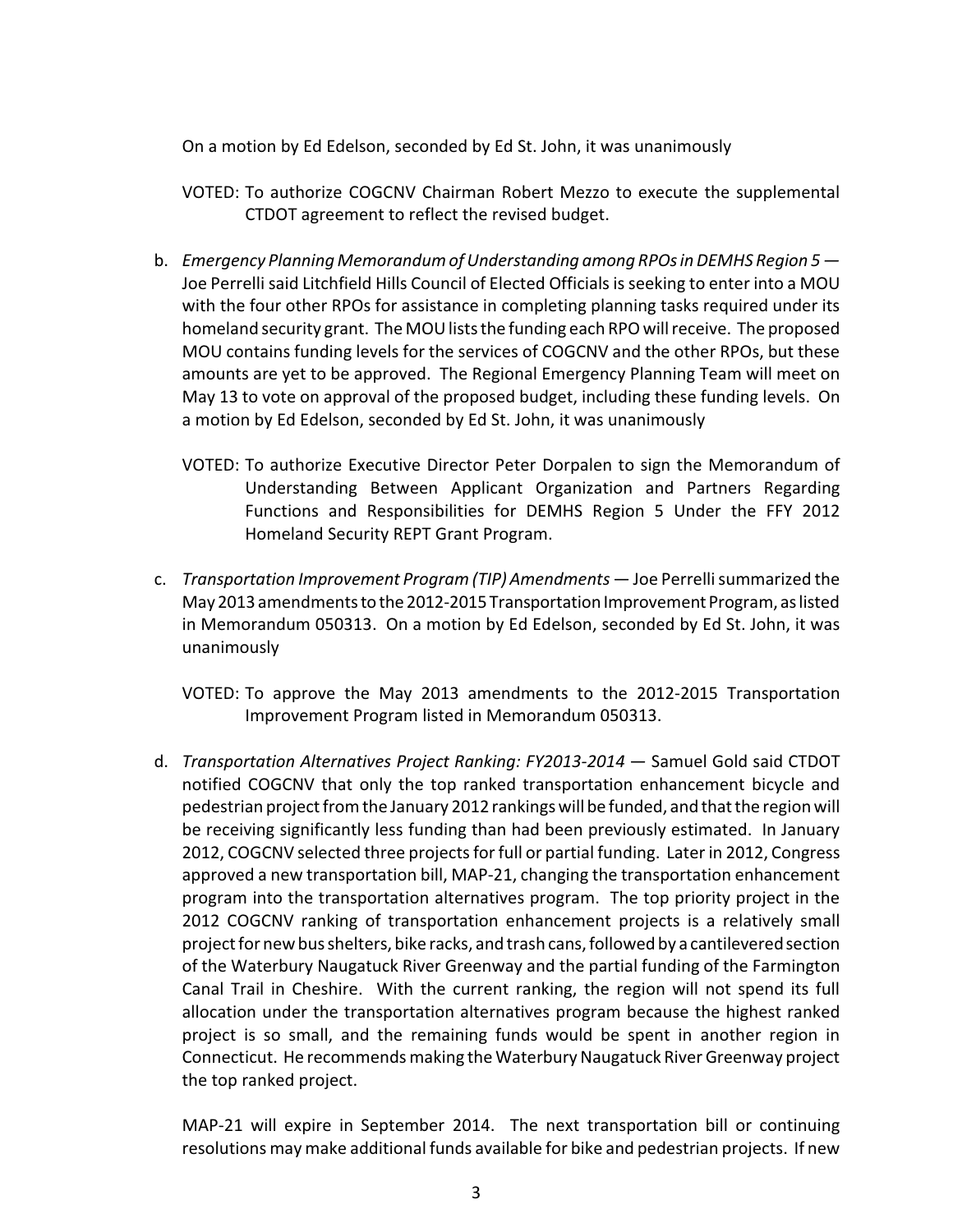On a motion by Ed Edelson, seconded by Ed St. John, it was unanimously

VOTED: To authorize COGCNV Chairman Robert Mezzo to execute the supplemental CTDOT agreement to reflect the revised budget.

b. *Emergency Planning Memorandum of Understanding among RPOs in DEMHS Region 5* — Joe Perrelli said Litchfield Hills Council of Elected Officials is seeking to enter into a MOU with the four other RPOs for assistance in completing planning tasks required under its homeland security grant. The MOU lists the funding each RPO will receive. The proposed MOU contains funding levels for the services of COGCNV and the other RPOs, but these amounts are yet to be approved. The Regional Emergency Planning Team will meet on May 13 to vote on approval of the proposed budget, including these funding levels. On a motion by Ed Edelson, seconded by Ed St. John, it was unanimously

   VOTED: To authorize Executive Director Peter Dorpalen to sign the Memorandum of Understanding Between Applicant Organization and Partners Regarding Functions and Responsibilities for DEMHS Region 5 Under the FFY 2012 Homeland Security REPT Grant Program.

c. *Transportation Improvement Program (TIP) Amendments* — Joe Perrelli summarized the May 2013 amendments to the 2012-2015 Transportation Improvement Program, as listed in Memorandum 050313. On a motion by Ed Edelson, seconded by Ed St. John, it was unanimously

   VOTED: To approve the May 2013 amendments to the 2012-2015 Transportation Improvement Program listed in Memorandum 050313.

d. *Transportation Alternatives Project Ranking: FY2013-2014* — Samuel Gold said CTDOT notified COGCNV that only the top ranked transportation enhancement bicycle and pedestrian project from the January 2012 rankings will be funded, and that the region will be receiving significantly less funding than had been previously estimated. In January 2012, COGCNV selected three projects for full or partial funding. Later in 2012, Congress approved a new transportation bill, MAP-21, changing the transportation enhancement program into the transportation alternatives program. The top priority project in the 2012 COGCNV ranking of transportation enhancement projects is a relatively small project for new bus shelters, bike racks, and trash cans, followed by a cantilevered section of the Waterbury Naugatuck River Greenway and the partial funding of the Farmington Canal Trail in Cheshire. With the current ranking, the region will not spend its full allocation under the transportation alternatives program because the highest ranked project is so small, and the remaining funds would be spent in another region in Connecticut. He recommends making the Waterbury Naugatuck River Greenway project the top ranked project.

   MAP-21 will expire in September 2014. The next transportation bill or continuing resolutions may make additional funds available for bike and pedestrian projects. If new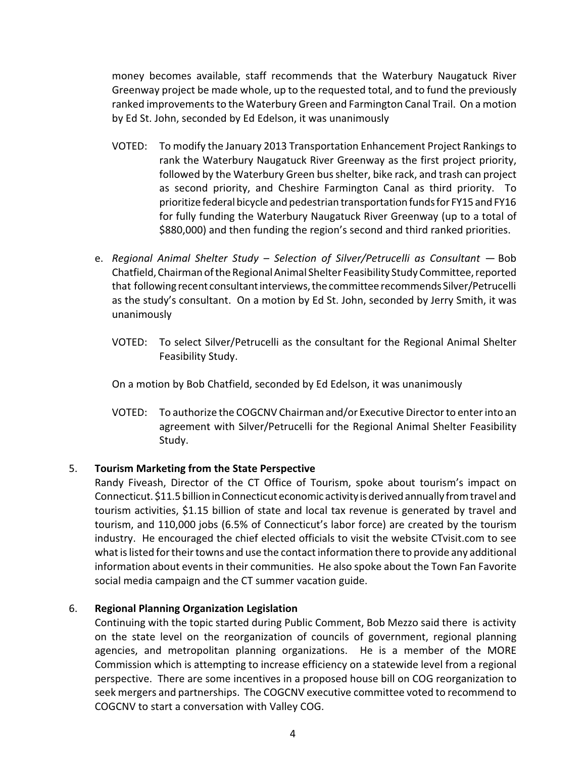money becomes available, staff recommends that the Waterbury Naugatuck River Greenway project be made whole, up to the requested total, and to fund the previously ranked improvements to the Waterbury Green and Farmington Canal Trail. On a motion by Ed St. John, seconded by Ed Edelson, it was unanimously

VOTED: To modify the January 2013 Transportation Enhancement Project Rankings to rank the Waterbury Naugatuck River Greenway as the first project priority, followed by the Waterbury Green bus shelter, bike rack, and trash can project as second priority, and Cheshire Farmington Canal as third priority. To prioritize federal bicycle and pedestrian transportation funds for FY15 and FY16 for fully funding the Waterbury Naugatuck River Greenway (up to a total of $880,000) and then funding the region's second and third ranked priorities.

e. *Regional Animal Shelter Study – Selection of Silver/Petrucelli as Consultant* — Bob Chatfield, Chairman of the Regional Animal Shelter Feasibility Study Committee, reported that following recent consultant interviews, the committee recommends Silver/Petrucelli as the study's consultant. On a motion by Ed St. John, seconded by Jerry Smith, it was unanimously

VOTED: To select Silver/Petrucelli as the consultant for the Regional Animal Shelter Feasibility Study.

On a motion by Bob Chatfield, seconded by Ed Edelson, it was unanimously

VOTED: To authorize the COGCNV Chairman and/or Executive Director to enter into an agreement with Silver/Petrucelli for the Regional Animal Shelter Feasibility Study.

5. **Tourism Marketing from the State Perspective**

Randy Fiveash, Director of the CT Office of Tourism, spoke about tourism's impact on Connecticut. $11.5 billion in Connecticut economic activity is derived annually from travel and tourism activities, $1.15 billion of state and local tax revenue is generated by travel and tourism, and 110,000 jobs (6.5% of Connecticut's labor force) are created by the tourism industry. He encouraged the chief elected officials to visit the website CTvisit.com to see what is listed for their towns and use the contact information there to provide any additional information about events in their communities. He also spoke about the Town Fan Favorite social media campaign and the CT summer vacation guide.

6. **Regional Planning Organization Legislation**

Continuing with the topic started during Public Comment, Bob Mezzo said there is activity on the state level on the reorganization of councils of government, regional planning agencies, and metropolitan planning organizations. He is a member of the MORE Commission which is attempting to increase efficiency on a statewide level from a regional perspective. There are some incentives in a proposed house bill on COG reorganization to seek mergers and partnerships. The COGCNV executive committee voted to recommend to COGCNV to start a conversation with Valley COG.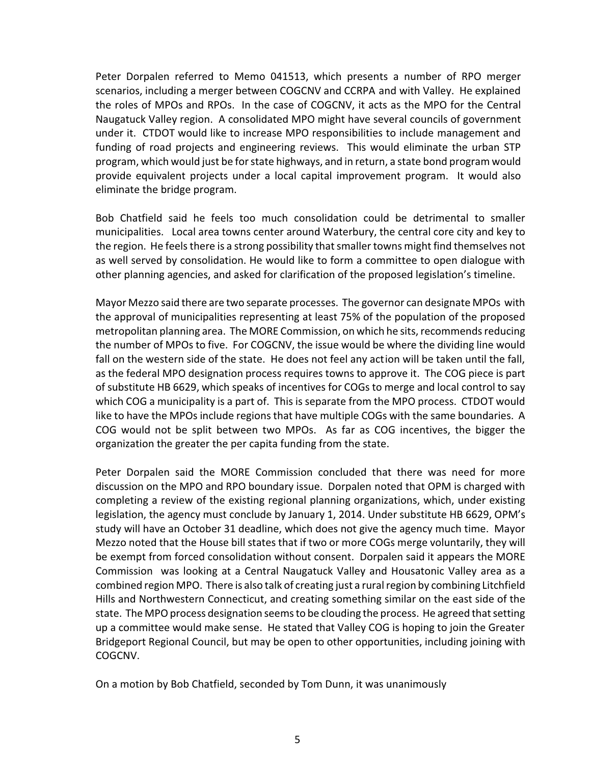Peter Dorpalen referred to Memo 041513, which presents a number of RPO merger scenarios, including a merger between COGCNV and CCRPA and with Valley. He explained the roles of MPOs and RPOs. In the case of COGCNV, it acts as the MPO for the Central Naugatuck Valley region. A consolidated MPO might have several councils of government under it. CTDOT would like to increase MPO responsibilities to include management and funding of road projects and engineering reviews. This would eliminate the urban STP program, which would just be for state highways, and in return, a state bond program would provide equivalent projects under a local capital improvement program. It would also eliminate the bridge program.

Bob Chatfield said he feels too much consolidation could be detrimental to smaller municipalities. Local area towns center around Waterbury, the central core city and key to the region. He feels there is a strong possibility that smaller towns might find themselves not as well served by consolidation. He would like to form a committee to open dialogue with other planning agencies, and asked for clarification of the proposed legislation's timeline.

Mayor Mezzo said there are two separate processes. The governor can designate MPOs with the approval of municipalities representing at least 75% of the population of the proposed metropolitan planning area. The MORE Commission, on which he sits, recommends reducing the number of MPOs to five. For COGCNV, the issue would be where the dividing line would fall on the western side of the state. He does not feel any action will be taken until the fall, as the federal MPO designation process requires towns to approve it. The COG piece is part of substitute HB 6629, which speaks of incentives for COGs to merge and local control to say which COG a municipality is a part of. This is separate from the MPO process. CTDOT would like to have the MPOs include regions that have multiple COGs with the same boundaries. A COG would not be split between two MPOs. As far as COG incentives, the bigger the organization the greater the per capita funding from the state.

Peter Dorpalen said the MORE Commission concluded that there was need for more discussion on the MPO and RPO boundary issue. Dorpalen noted that OPM is charged with completing a review of the existing regional planning organizations, which, under existing legislation, the agency must conclude by January 1, 2014. Under substitute HB 6629, OPM's study will have an October 31 deadline, which does not give the agency much time. Mayor Mezzo noted that the House bill states that if two or more COGs merge voluntarily, they will be exempt from forced consolidation without consent. Dorpalen said it appears the MORE Commission was looking at a Central Naugatuck Valley and Housatonic Valley area as a combined region MPO. There is also talk of creating just a rural region by combining Litchfield Hills and Northwestern Connecticut, and creating something similar on the east side of the state. The MPO process designation seems to be clouding the process. He agreed that setting up a committee would make sense. He stated that Valley COG is hoping to join the Greater Bridgeport Regional Council, but may be open to other opportunities, including joining with COGCNV.

On a motion by Bob Chatfield, seconded by Tom Dunn, it was unanimously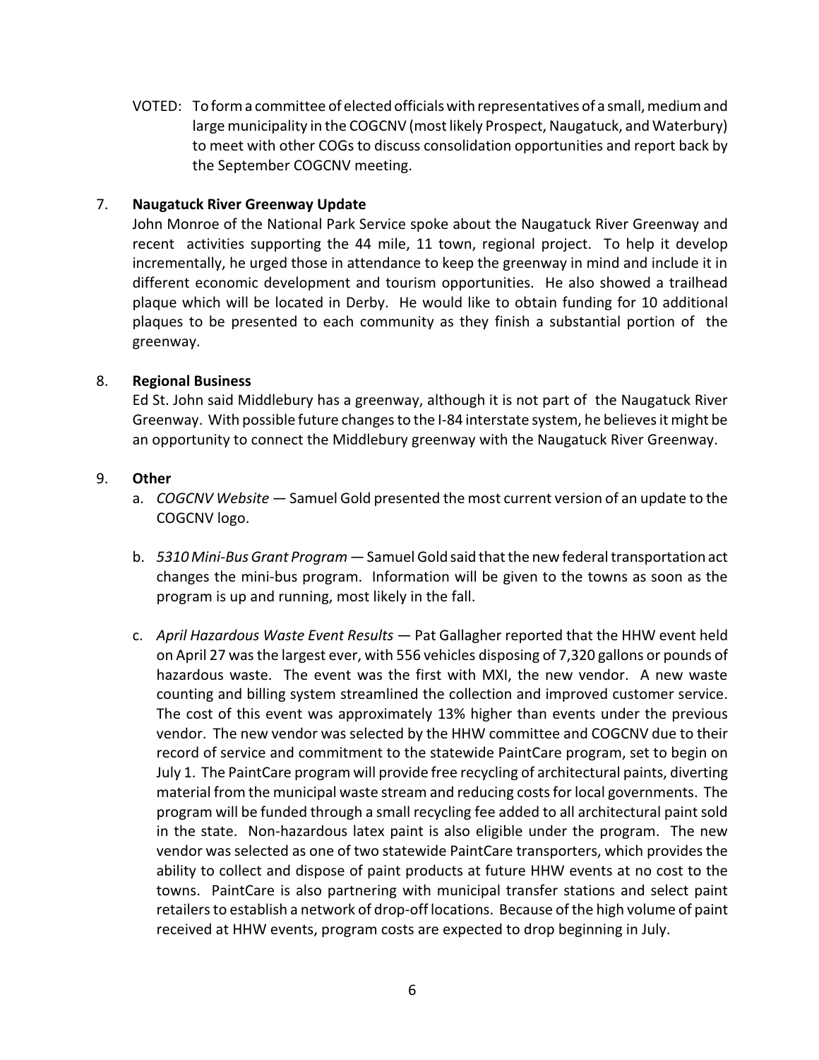VOTED: To form a committee of elected officials with representatives of a small, medium and large municipality in the COGCNV (most likely Prospect, Naugatuck, and Waterbury) to meet with other COGs to discuss consolidation opportunities and report back by the September COGCNV meeting.

7. **Naugatuck River Greenway Update**

   John Monroe of the National Park Service spoke about the Naugatuck River Greenway and recent activities supporting the 44 mile, 11 town, regional project. To help it develop incrementally, he urged those in attendance to keep the greenway in mind and include it in different economic development and tourism opportunities. He also showed a trailhead plaque which will be located in Derby. He would like to obtain funding for 10 additional plaques to be presented to each community as they finish a substantial portion of the greenway.

8. **Regional Business**

   Ed St. John said Middlebury has a greenway, although it is not part of the Naugatuck River Greenway. With possible future changes to the I-84 interstate system, he believes it might be an opportunity to connect the Middlebury greenway with the Naugatuck River Greenway.

9. **Other**

   a. *COGCNV Website* — Samuel Gold presented the most current version of an update to the COGCNV logo.

   b. *5310 Mini-Bus Grant Program* — Samuel Gold said that the new federal transportation act changes the mini-bus program. Information will be given to the towns as soon as the program is up and running, most likely in the fall.

   c. *April Hazardous Waste Event Results* — Pat Gallagher reported that the HHW event held on April 27 was the largest ever, with 556 vehicles disposing of 7,320 gallons or pounds of hazardous waste. The event was the first with MXI, the new vendor. A new waste counting and billing system streamlined the collection and improved customer service. The cost of this event was approximately 13% higher than events under the previous vendor. The new vendor was selected by the HHW committee and COGCNV due to their record of service and commitment to the statewide PaintCare program, set to begin on July 1. The PaintCare program will provide free recycling of architectural paints, diverting material from the municipal waste stream and reducing costs for local governments. The program will be funded through a small recycling fee added to all architectural paint sold in the state. Non-hazardous latex paint is also eligible under the program. The new vendor was selected as one of two statewide PaintCare transporters, which provides the ability to collect and dispose of paint products at future HHW events at no cost to the towns. PaintCare is also partnering with municipal transfer stations and select paint retailers to establish a network of drop-off locations. Because of the high volume of paint received at HHW events, program costs are expected to drop beginning in July.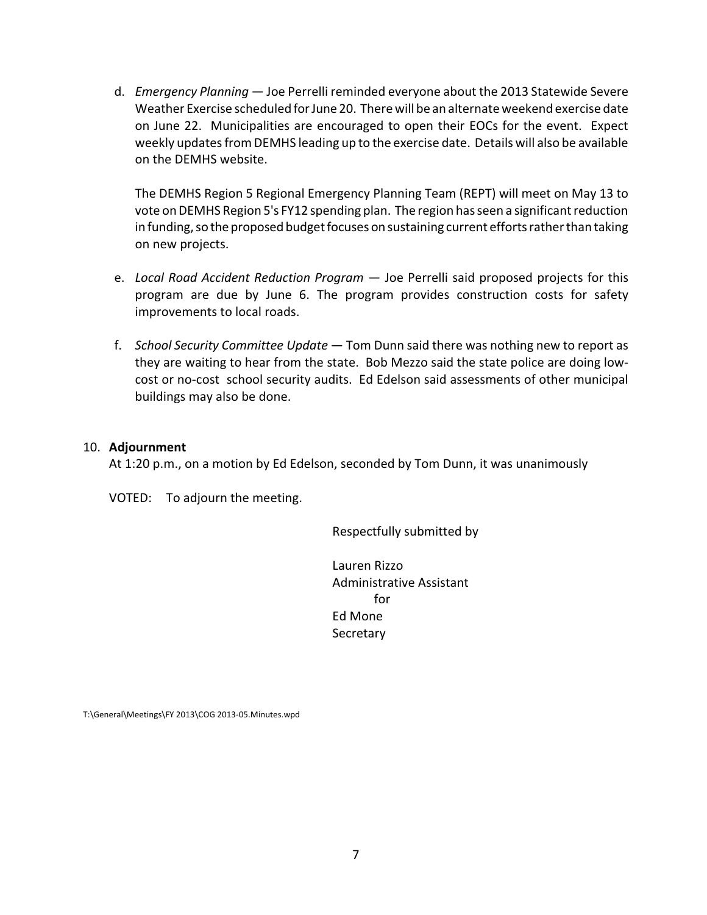d. *Emergency Planning* — Joe Perrelli reminded everyone about the 2013 Statewide Severe Weather Exercise scheduled for June 20. There will be an alternate weekend exercise date on June 22. Municipalities are encouraged to open their EOCs for the event. Expect weekly updates from DEMHS leading up to the exercise date. Details will also be available on the DEMHS website.

   The DEMHS Region 5 Regional Emergency Planning Team (REPT) will meet on May 13 to vote on DEMHS Region 5's FY12 spending plan. The region has seen a significant reduction in funding, so the proposed budget focuses on sustaining current efforts rather than taking on new projects.

e. *Local Road Accident Reduction Program* — Joe Perrelli said proposed projects for this program are due by June 6. The program provides construction costs for safety improvements to local roads.

f. *School Security Committee Update* — Tom Dunn said there was nothing new to report as they are waiting to hear from the state. Bob Mezzo said the state police are doing low-cost or no-cost school security audits. Ed Edelson said assessments of other municipal buildings may also be done.

10. **Adjournment**

At 1:20 p.m., on a motion by Ed Edelson, seconded by Tom Dunn, it was unanimously

VOTED: To adjourn the meeting.

Respectfully submitted by

Lauren Rizzo
Administrative Assistant
for
Ed Mone
Secretary

T:\General\Meetings\FY 2013\COG 2013-05.Minutes.wpd